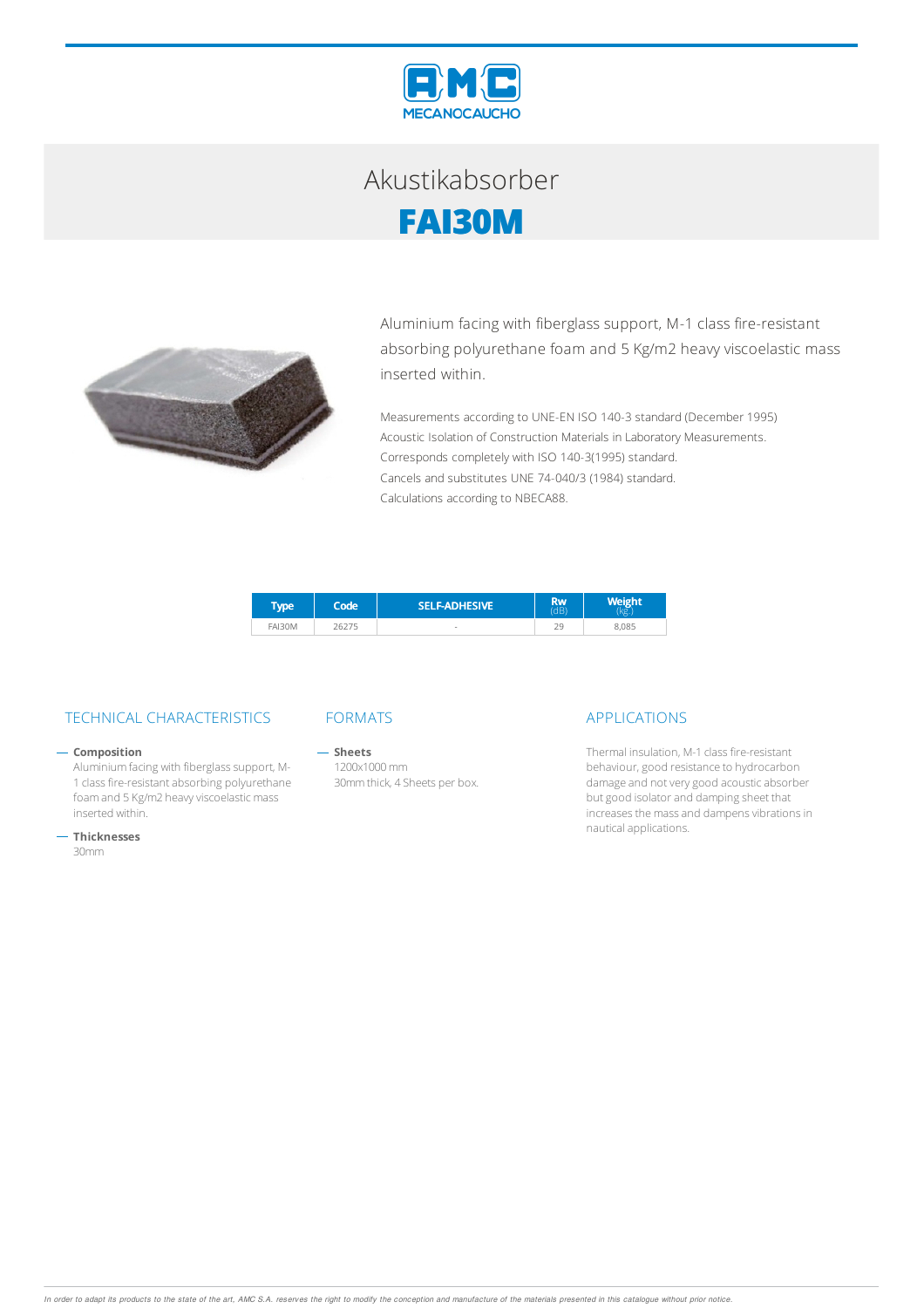# Akustikabsorber

## FAI30M

Aluminium facing with fiberglass support, M-1 class fire-resistant absorbing polyurethane foam and 5 Kg/m2 heavy viscoelastic mass inserted within.

Measurements according to UNE-EN ISO 140-3 standard (December 1995)
Acoustic Isolation of Construction Materials in Laboratory Measurements.
Corresponds completely with ISO 140-3(1995) standard.
Cancels and substitutes UNE 74-040/3 (1984) standard.
Calculations according to NBECA88.

| Type | Code | SELF-ADHESIVE | Rw (dB) | Weight (kg.) |
| --- | --- | --- | --- | --- |
| FAI30M | 26275 | - | 29 | 8,085 |

### TECHNICAL CHARACTERISTICS

- **Composition**
  Aluminium facing with fiberglass support, M-1 class fire-resistant absorbing polyurethane foam and 5 Kg/m2 heavy viscoelastic mass inserted within.
- **Thicknesses**
  30mm

### FORMATS

- **Sheets**
  1200x1000 mm
  30mm thick, 4 Sheets per box.

### APPLICATIONS

Thermal insulation, M-1 class fire-resistant behaviour, good resistance to hydrocarbon damage and not very good acoustic absorber but good isolator and damping sheet that increases the mass and dampens vibrations in nautical applications.

*In order to adapt its products to the state of the art, AMC S.A. reserves the right to modify the conception and manufacture of the materials presented in this catalogue without prior notice.*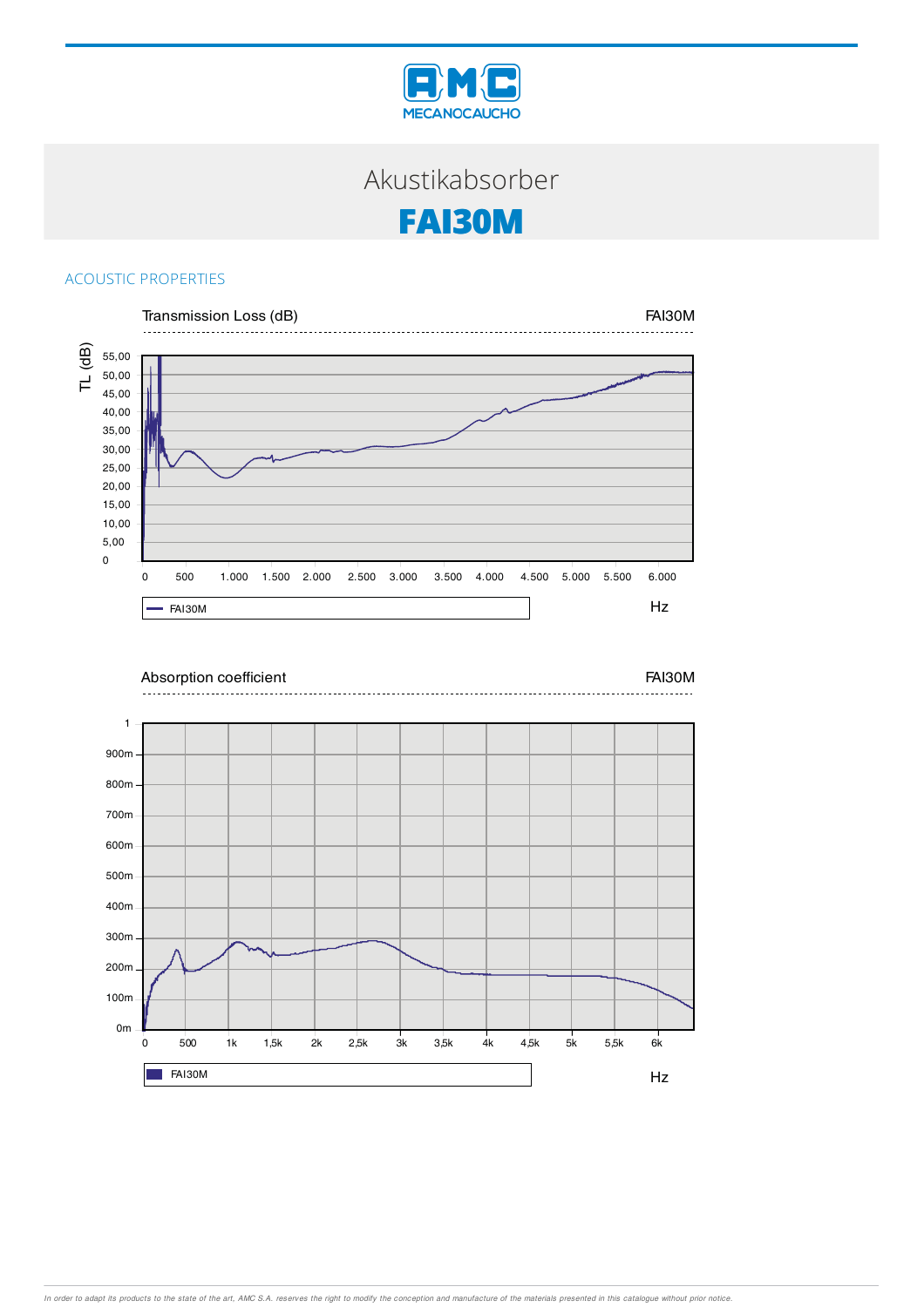# Akustikabsorber

# FAI30M

## ACOUSTIC PROPERTIES

Transmission Loss (dB)

FAI30M

TL (dB)

55,00
50,00
45,00
40,00
35,00
30,00
25,00
20,00
15,00
10,00
5,00
0

0 500 1.000 1.500 2.000 2.500 3.000 3.500 4.000 4.500 5.000 5.500 6.000

FAI30M

Hz

Absorption coefficient

FAI30M

1
900m
800m
700m
600m
500m
400m
300m
200m
100m
0m

0 500 1k 1,5k 2k 2,5k 3k 3,5k 4k 4,5k 5k 5,5k 6k

FAI30M

Hz

*In order to adapt its products to the state of the art, AMC S.A. reserves the right to modify the conception and manufacture of the materials presented in this catalogue without prior notice.*